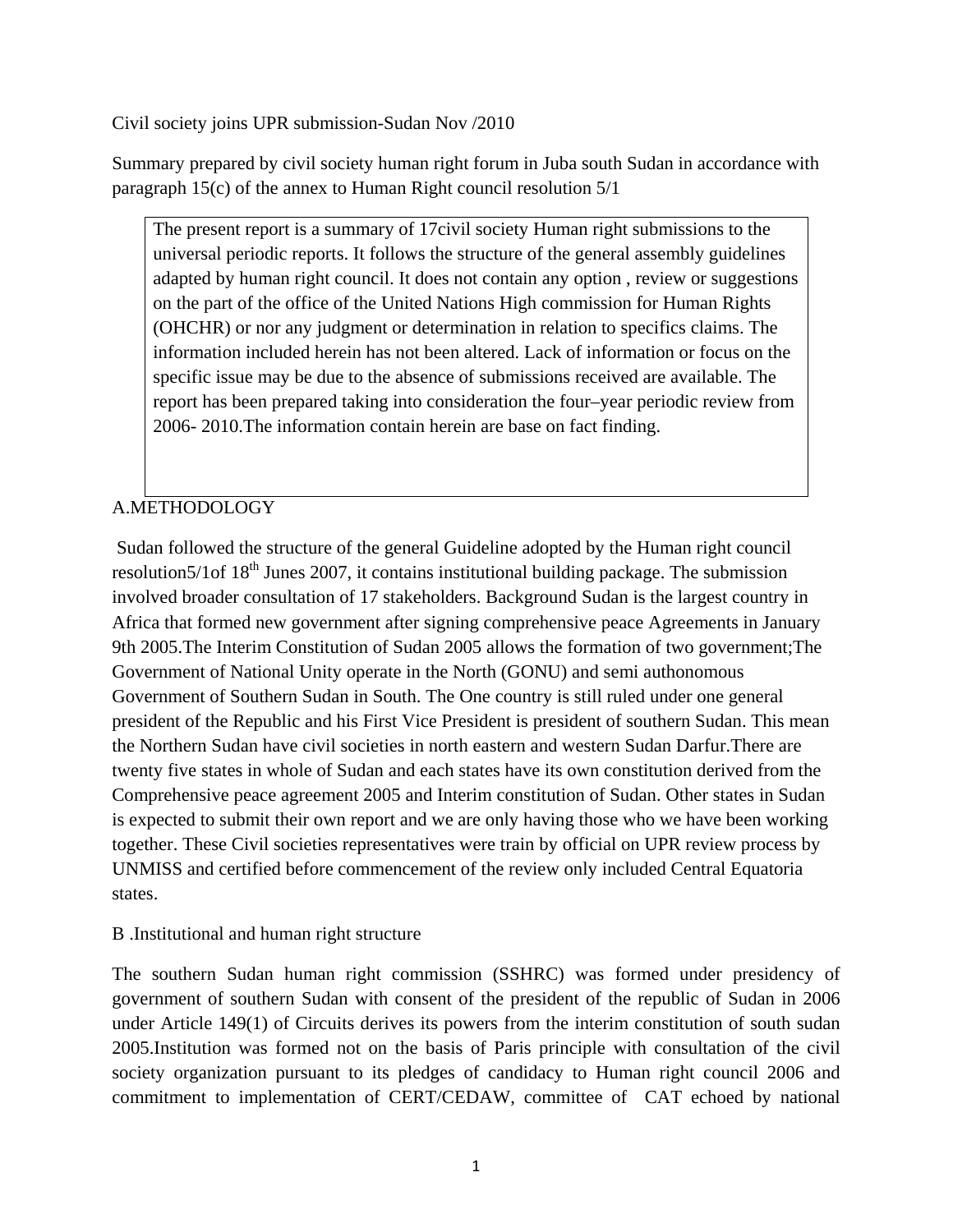Civil society joins UPR submission-Sudan Nov /2010

Summary prepared by civil society human right forum in Juba south Sudan in accordance with paragraph 15(c) of the annex to Human Right council resolution 5/1

> The present report is a summary of 17civil society Human right submissions to the universal periodic reports. It follows the structure of the general assembly guidelines adapted by human right council. It does not contain any option , review or suggestions on the part of the office of the United Nations High commission for Human Rights (OHCHR) or nor any judgment or determination in relation to specifics claims. The information included herein has not been altered. Lack of information or focus on the specific issue may be due to the absence of submissions received are available. The report has been prepared taking into consideration the four–year periodic review from 2006- 2010.The information contain herein are base on fact finding.

## A.METHODOLOGY

Sudan followed the structure of the general Guideline adopted by the Human right council resolution5/1of 18th Junes 2007, it contains institutional building package. The submission involved broader consultation of 17 stakeholders. Background Sudan is the largest country in Africa that formed new government after signing comprehensive peace Agreements in January 9th 2005.The Interim Constitution of Sudan 2005 allows the formation of two government;The Government of National Unity operate in the North (GONU) and semi authonomous Government of Southern Sudan in South. The One country is still ruled under one general president of the Republic and his First Vice President is president of southern Sudan. This mean the Northern Sudan have civil societies in north eastern and western Sudan Darfur.There are twenty five states in whole of Sudan and each states have its own constitution derived from the Comprehensive peace agreement 2005 and Interim constitution of Sudan. Other states in Sudan is expected to submit their own report and we are only having those who we have been working together. These Civil societies representatives were train by official on UPR review process by UNMISS and certified before commencement of the review only included Central Equatoria states.

## B .Institutional and human right structure

The southern Sudan human right commission (SSHRC) was formed under presidency of government of southern Sudan with consent of the president of the republic of Sudan in 2006 under Article 149(1) of Circuits derives its powers from the interim constitution of south sudan 2005.Institution was formed not on the basis of Paris principle with consultation of the civil society organization pursuant to its pledges of candidacy to Human right council 2006 and commitment to implementation of CERT/CEDAW, committee of CAT echoed by national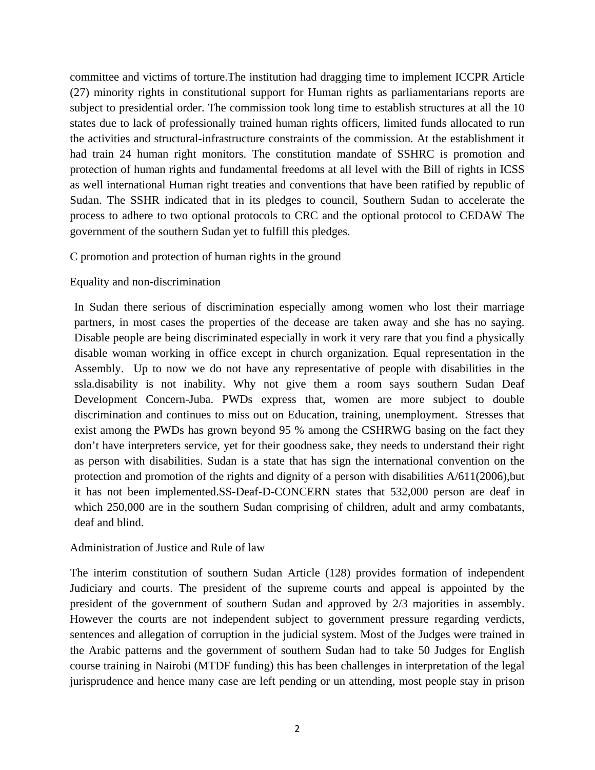committee and victims of torture.The institution had dragging time to implement ICCPR Article (27) minority rights in constitutional support for Human rights as parliamentarians reports are subject to presidential order. The commission took long time to establish structures at all the 10 states due to lack of professionally trained human rights officers, limited funds allocated to run the activities and structural-infrastructure constraints of the commission. At the establishment it had train 24 human right monitors. The constitution mandate of SSHRC is promotion and protection of human rights and fundamental freedoms at all level with the Bill of rights in ICSS as well international Human right treaties and conventions that have been ratified by republic of Sudan. The SSHR indicated that in its pledges to council, Southern Sudan to accelerate the process to adhere to two optional protocols to CRC and the optional protocol to CEDAW The government of the southern Sudan yet to fulfill this pledges.

C promotion and protection of human rights in the ground

Equality and non-discrimination

In Sudan there serious of discrimination especially among women who lost their marriage partners, in most cases the properties of the decease are taken away and she has no saying. Disable people are being discriminated especially in work it very rare that you find a physically disable woman working in office except in church organization. Equal representation in the Assembly. Up to now we do not have any representative of people with disabilities in the ssla.disability is not inability. Why not give them a room says southern Sudan Deaf Development Concern-Juba. PWDs express that, women are more subject to double discrimination and continues to miss out on Education, training, unemployment. Stresses that exist among the PWDs has grown beyond 95 % among the CSHRWG basing on the fact they don't have interpreters service, yet for their goodness sake, they needs to understand their right as person with disabilities. Sudan is a state that has sign the international convention on the protection and promotion of the rights and dignity of a person with disabilities A/611(2006),but it has not been implemented.SS-Deaf-D-CONCERN states that 532,000 person are deaf in which 250,000 are in the southern Sudan comprising of children, adult and army combatants, deaf and blind.

Administration of Justice and Rule of law

The interim constitution of southern Sudan Article (128) provides formation of independent Judiciary and courts. The president of the supreme courts and appeal is appointed by the president of the government of southern Sudan and approved by 2/3 majorities in assembly. However the courts are not independent subject to government pressure regarding verdicts, sentences and allegation of corruption in the judicial system. Most of the Judges were trained in the Arabic patterns and the government of southern Sudan had to take 50 Judges for English course training in Nairobi (MTDF funding) this has been challenges in interpretation of the legal jurisprudence and hence many case are left pending or un attending, most people stay in prison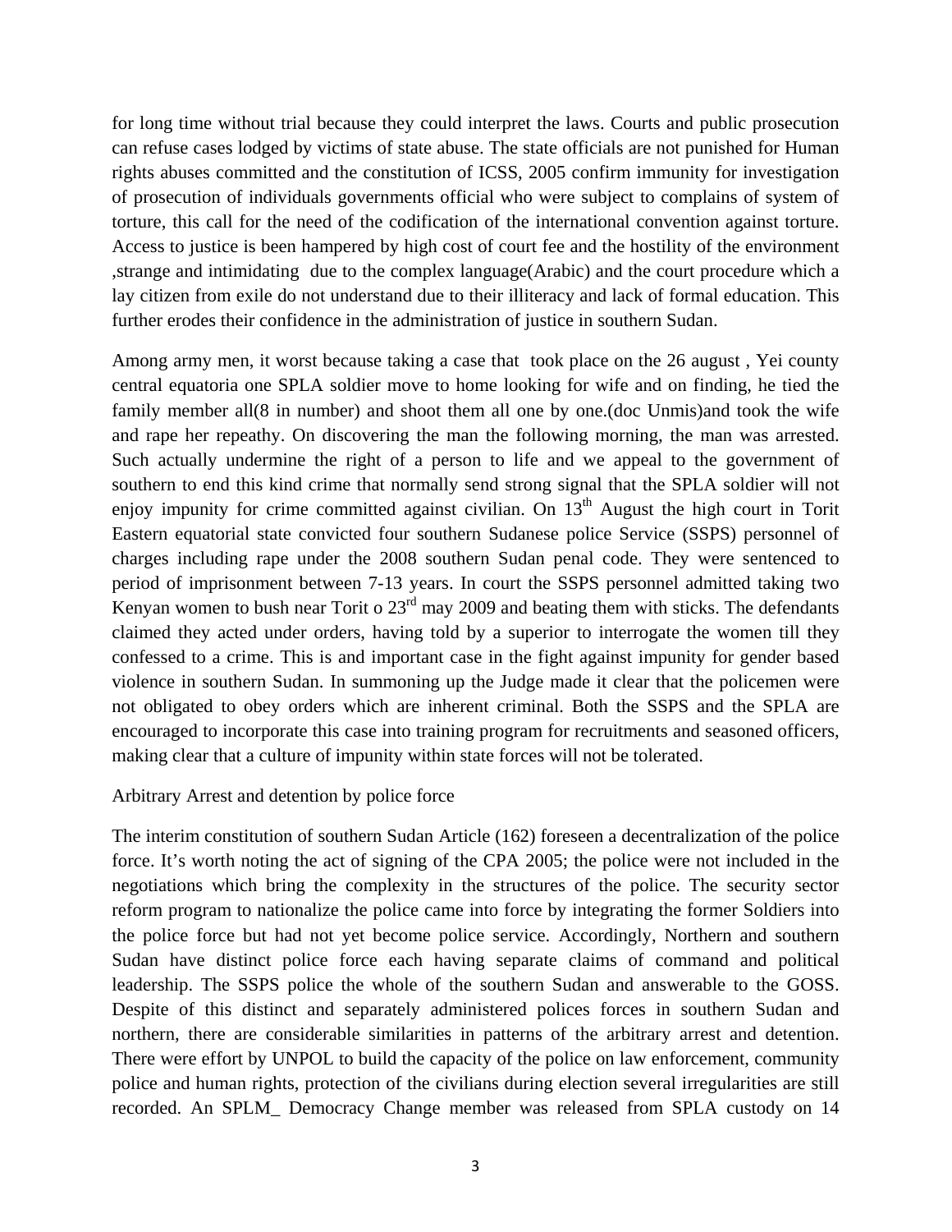for long time without trial because they could interpret the laws. Courts and public prosecution can refuse cases lodged by victims of state abuse. The state officials are not punished for Human rights abuses committed and the constitution of ICSS, 2005 confirm immunity for investigation of prosecution of individuals governments official who were subject to complains of system of torture, this call for the need of the codification of the international convention against torture. Access to justice is been hampered by high cost of court fee and the hostility of the environment ,strange and intimidating due to the complex language(Arabic) and the court procedure which a lay citizen from exile do not understand due to their illiteracy and lack of formal education. This further erodes their confidence in the administration of justice in southern Sudan.

Among army men, it worst because taking a case that took place on the 26 august , Yei county central equatoria one SPLA soldier move to home looking for wife and on finding, he tied the family member all(8 in number) and shoot them all one by one.(doc Unmis)and took the wife and rape her repeathy. On discovering the man the following morning, the man was arrested. Such actually undermine the right of a person to life and we appeal to the government of southern to end this kind crime that normally send strong signal that the SPLA soldier will not enjoy impunity for crime committed against civilian. On 13th August the high court in Torit Eastern equatorial state convicted four southern Sudanese police Service (SSPS) personnel of charges including rape under the 2008 southern Sudan penal code. They were sentenced to period of imprisonment between 7-13 years. In court the SSPS personnel admitted taking two Kenyan women to bush near Torit o 23rd may 2009 and beating them with sticks. The defendants claimed they acted under orders, having told by a superior to interrogate the women till they confessed to a crime. This is and important case in the fight against impunity for gender based violence in southern Sudan. In summoning up the Judge made it clear that the policemen were not obligated to obey orders which are inherent criminal. Both the SSPS and the SPLA are encouraged to incorporate this case into training program for recruitments and seasoned officers, making clear that a culture of impunity within state forces will not be tolerated.

Arbitrary Arrest and detention by police force

The interim constitution of southern Sudan Article (162) foreseen a decentralization of the police force. It's worth noting the act of signing of the CPA 2005; the police were not included in the negotiations which bring the complexity in the structures of the police. The security sector reform program to nationalize the police came into force by integrating the former Soldiers into the police force but had not yet become police service. Accordingly, Northern and southern Sudan have distinct police force each having separate claims of command and political leadership. The SSPS police the whole of the southern Sudan and answerable to the GOSS. Despite of this distinct and separately administered polices forces in southern Sudan and northern, there are considerable similarities in patterns of the arbitrary arrest and detention. There were effort by UNPOL to build the capacity of the police on law enforcement, community police and human rights, protection of the civilians during election several irregularities are still recorded. An SPLM_ Democracy Change member was released from SPLA custody on 14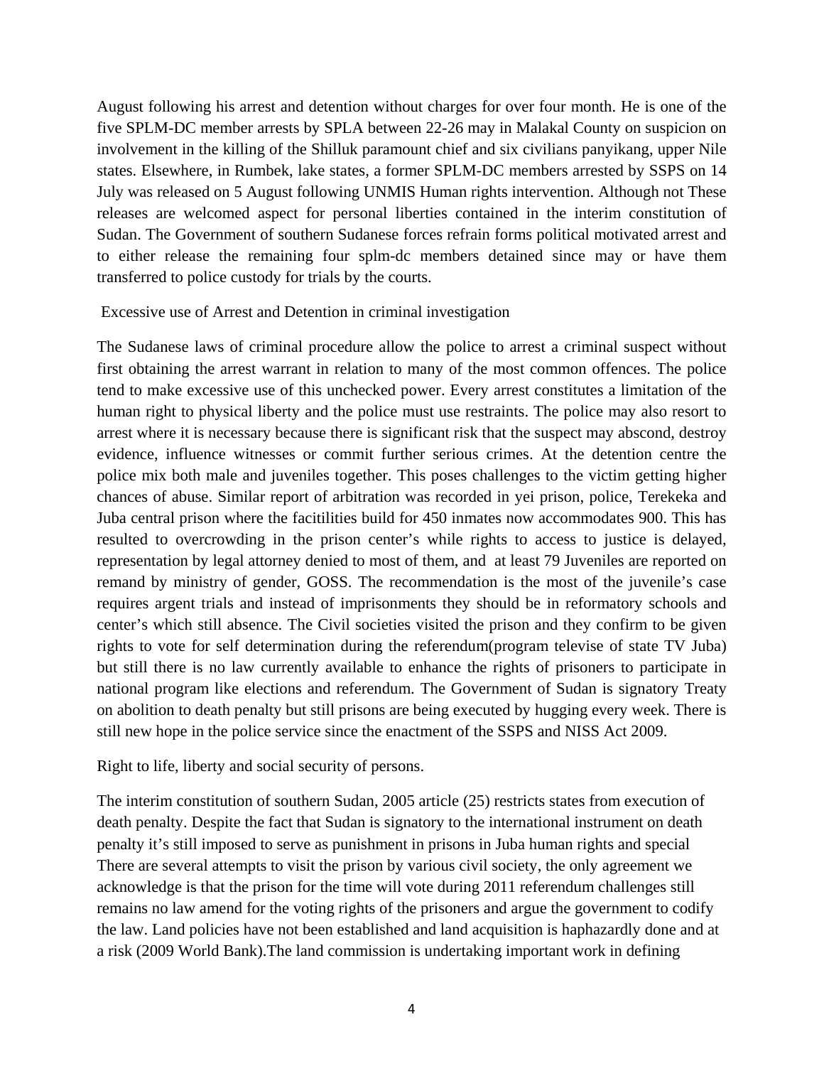August following his arrest and detention without charges for over four month. He is one of the five SPLM-DC member arrests by SPLA between 22-26 may in Malakal County on suspicion on involvement in the killing of the Shilluk paramount chief and six civilians panyikang, upper Nile states. Elsewhere, in Rumbek, lake states, a former SPLM-DC members arrested by SSPS on 14 July was released on 5 August following UNMIS Human rights intervention. Although not These releases are welcomed aspect for personal liberties contained in the interim constitution of Sudan. The Government of southern Sudanese forces refrain forms political motivated arrest and to either release the remaining four splm-dc members detained since may or have them transferred to police custody for trials by the courts.

Excessive use of Arrest and Detention in criminal investigation

The Sudanese laws of criminal procedure allow the police to arrest a criminal suspect without first obtaining the arrest warrant in relation to many of the most common offences. The police tend to make excessive use of this unchecked power. Every arrest constitutes a limitation of the human right to physical liberty and the police must use restraints. The police may also resort to arrest where it is necessary because there is significant risk that the suspect may abscond, destroy evidence, influence witnesses or commit further serious crimes. At the detention centre the police mix both male and juveniles together. This poses challenges to the victim getting higher chances of abuse. Similar report of arbitration was recorded in yei prison, police, Terekeka and Juba central prison where the facitilities build for 450 inmates now accommodates 900. This has resulted to overcrowding in the prison center's while rights to access to justice is delayed, representation by legal attorney denied to most of them, and at least 79 Juveniles are reported on remand by ministry of gender, GOSS. The recommendation is the most of the juvenile's case requires argent trials and instead of imprisonments they should be in reformatory schools and center's which still absence. The Civil societies visited the prison and they confirm to be given rights to vote for self determination during the referendum(program televise of state TV Juba) but still there is no law currently available to enhance the rights of prisoners to participate in national program like elections and referendum. The Government of Sudan is signatory Treaty on abolition to death penalty but still prisons are being executed by hugging every week. There is still new hope in the police service since the enactment of the SSPS and NISS Act 2009.

Right to life, liberty and social security of persons.

The interim constitution of southern Sudan, 2005 article (25) restricts states from execution of death penalty. Despite the fact that Sudan is signatory to the international instrument on death penalty it's still imposed to serve as punishment in prisons in Juba human rights and special There are several attempts to visit the prison by various civil society, the only agreement we acknowledge is that the prison for the time will vote during 2011 referendum challenges still remains no law amend for the voting rights of the prisoners and argue the government to codify the law. Land policies have not been established and land acquisition is haphazardly done and at a risk (2009 World Bank).The land commission is undertaking important work in defining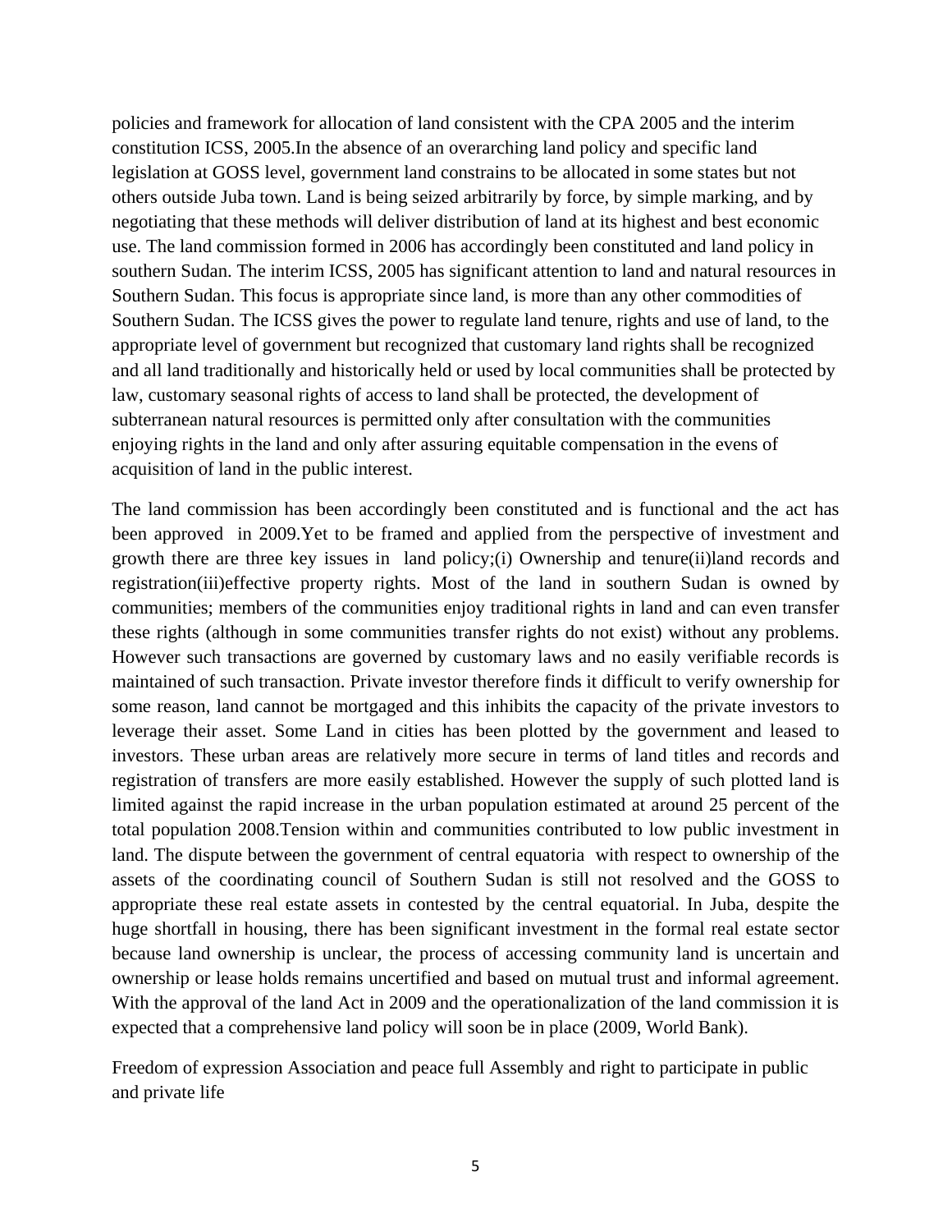policies and framework for allocation of land consistent with the CPA 2005 and the interim constitution ICSS, 2005.In the absence of an overarching land policy and specific land legislation at GOSS level, government land constrains to be allocated in some states but not others outside Juba town. Land is being seized arbitrarily by force, by simple marking, and by negotiating that these methods will deliver distribution of land at its highest and best economic use. The land commission formed in 2006 has accordingly been constituted and land policy in southern Sudan. The interim ICSS, 2005 has significant attention to land and natural resources in Southern Sudan. This focus is appropriate since land, is more than any other commodities of Southern Sudan. The ICSS gives the power to regulate land tenure, rights and use of land, to the appropriate level of government but recognized that customary land rights shall be recognized and all land traditionally and historically held or used by local communities shall be protected by law, customary seasonal rights of access to land shall be protected, the development of subterranean natural resources is permitted only after consultation with the communities enjoying rights in the land and only after assuring equitable compensation in the evens of acquisition of land in the public interest.

The land commission has been accordingly been constituted and is functional and the act has been approved in 2009.Yet to be framed and applied from the perspective of investment and growth there are three key issues in land policy;(i) Ownership and tenure(ii)land records and registration(iii)effective property rights. Most of the land in southern Sudan is owned by communities; members of the communities enjoy traditional rights in land and can even transfer these rights (although in some communities transfer rights do not exist) without any problems. However such transactions are governed by customary laws and no easily verifiable records is maintained of such transaction. Private investor therefore finds it difficult to verify ownership for some reason, land cannot be mortgaged and this inhibits the capacity of the private investors to leverage their asset. Some Land in cities has been plotted by the government and leased to investors. These urban areas are relatively more secure in terms of land titles and records and registration of transfers are more easily established. However the supply of such plotted land is limited against the rapid increase in the urban population estimated at around 25 percent of the total population 2008.Tension within and communities contributed to low public investment in land. The dispute between the government of central equatoria with respect to ownership of the assets of the coordinating council of Southern Sudan is still not resolved and the GOSS to appropriate these real estate assets in contested by the central equatorial. In Juba, despite the huge shortfall in housing, there has been significant investment in the formal real estate sector because land ownership is unclear, the process of accessing community land is uncertain and ownership or lease holds remains uncertified and based on mutual trust and informal agreement. With the approval of the land Act in 2009 and the operationalization of the land commission it is expected that a comprehensive land policy will soon be in place (2009, World Bank).

Freedom of expression Association and peace full Assembly and right to participate in public and private life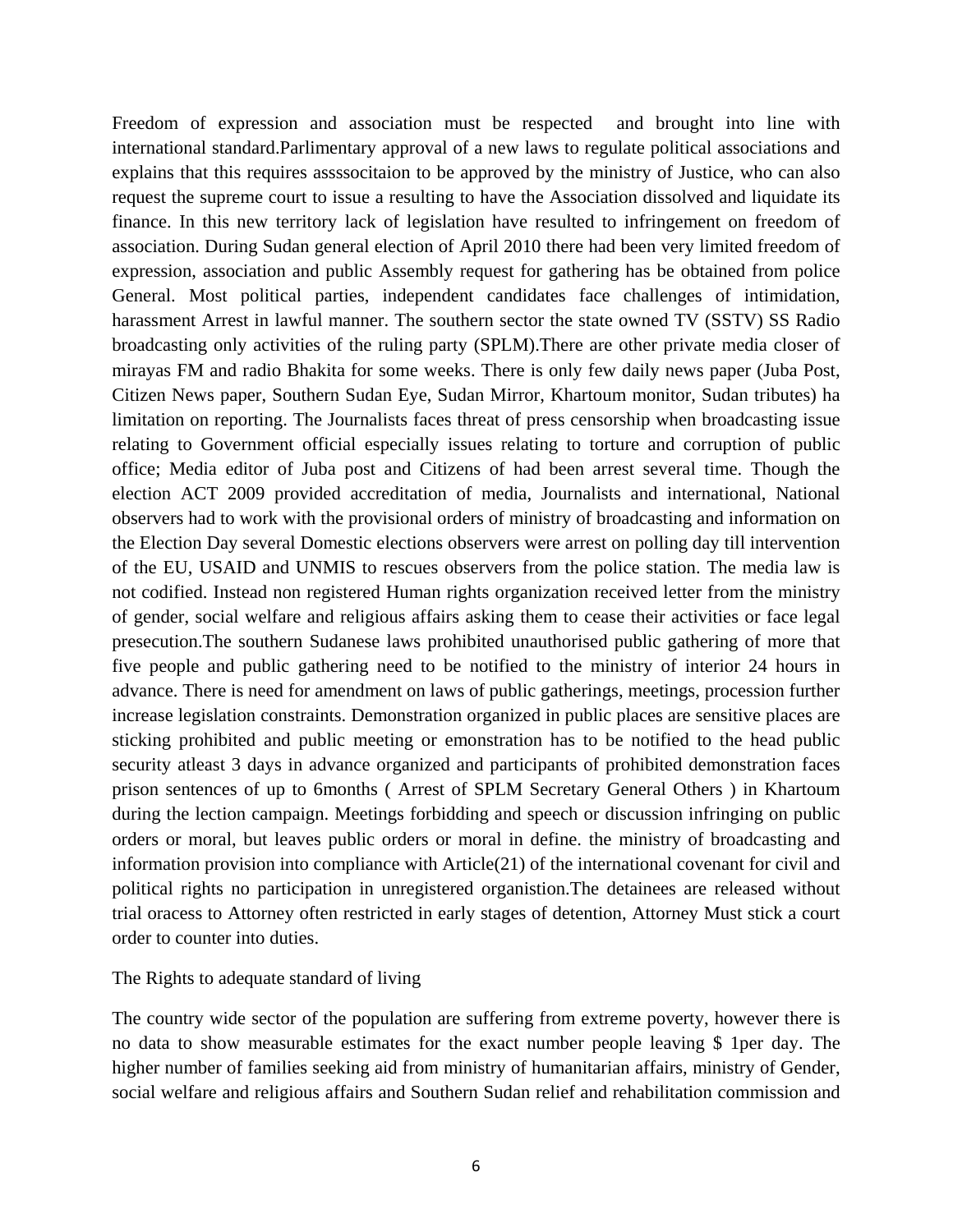Freedom of expression and association must be respected and brought into line with international standard.Parlimentary approval of a new laws to regulate political associations and explains that this requires assssocitaion to be approved by the ministry of Justice, who can also request the supreme court to issue a resulting to have the Association dissolved and liquidate its finance. In this new territory lack of legislation have resulted to infringement on freedom of association. During Sudan general election of April 2010 there had been very limited freedom of expression, association and public Assembly request for gathering has be obtained from police General. Most political parties, independent candidates face challenges of intimidation, harassment Arrest in lawful manner. The southern sector the state owned TV (SSTV) SS Radio broadcasting only activities of the ruling party (SPLM).There are other private media closer of mirayas FM and radio Bhakita for some weeks. There is only few daily news paper (Juba Post, Citizen News paper, Southern Sudan Eye, Sudan Mirror, Khartoum monitor, Sudan tributes) ha limitation on reporting. The Journalists faces threat of press censorship when broadcasting issue relating to Government official especially issues relating to torture and corruption of public office; Media editor of Juba post and Citizens of had been arrest several time. Though the election ACT 2009 provided accreditation of media, Journalists and international, National observers had to work with the provisional orders of ministry of broadcasting and information on the Election Day several Domestic elections observers were arrest on polling day till intervention of the EU, USAID and UNMIS to rescues observers from the police station. The media law is not codified. Instead non registered Human rights organization received letter from the ministry of gender, social welfare and religious affairs asking them to cease their activities or face legal presecution.The southern Sudanese laws prohibited unauthorised public gathering of more that five people and public gathering need to be notified to the ministry of interior 24 hours in advance. There is need for amendment on laws of public gatherings, meetings, procession further increase legislation constraints. Demonstration organized in public places are sensitive places are sticking prohibited and public meeting or emonstration has to be notified to the head public security atleast 3 days in advance organized and participants of prohibited demonstration faces prison sentences of up to 6months ( Arrest of SPLM Secretary General Others ) in Khartoum during the lection campaign. Meetings forbidding and speech or discussion infringing on public orders or moral, but leaves public orders or moral in define. the ministry of broadcasting and information provision into compliance with Article(21) of the international covenant for civil and political rights no participation in unregistered organistion.The detainees are released without trial oracess to Attorney often restricted in early stages of detention, Attorney Must stick a court order to counter into duties.

The Rights to adequate standard of living

The country wide sector of the population are suffering from extreme poverty, however there is no data to show measurable estimates for the exact number people leaving $ 1per day. The higher number of families seeking aid from ministry of humanitarian affairs, ministry of Gender, social welfare and religious affairs and Southern Sudan relief and rehabilitation commission and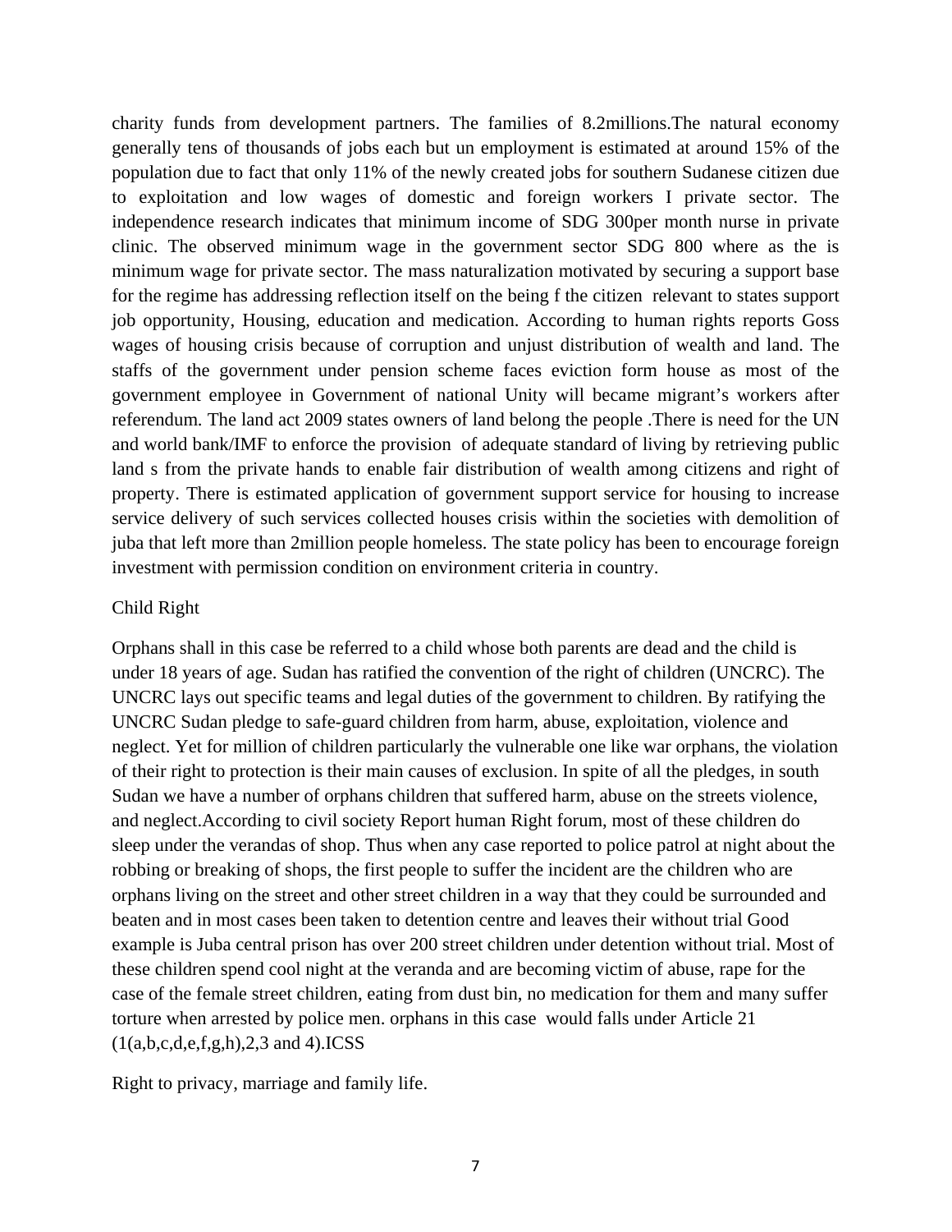charity funds from development partners. The families of 8.2millions.The natural economy generally tens of thousands of jobs each but un employment is estimated at around 15% of the population due to fact that only 11% of the newly created jobs for southern Sudanese citizen due to exploitation and low wages of domestic and foreign workers I private sector. The independence research indicates that minimum income of SDG 300per month nurse in private clinic. The observed minimum wage in the government sector SDG 800 where as the is minimum wage for private sector. The mass naturalization motivated by securing a support base for the regime has addressing reflection itself on the being f the citizen relevant to states support job opportunity, Housing, education and medication. According to human rights reports Goss wages of housing crisis because of corruption and unjust distribution of wealth and land. The staffs of the government under pension scheme faces eviction form house as most of the government employee in Government of national Unity will became migrant's workers after referendum. The land act 2009 states owners of land belong the people .There is need for the UN and world bank/IMF to enforce the provision of adequate standard of living by retrieving public land s from the private hands to enable fair distribution of wealth among citizens and right of property. There is estimated application of government support service for housing to increase service delivery of such services collected houses crisis within the societies with demolition of juba that left more than 2million people homeless. The state policy has been to encourage foreign investment with permission condition on environment criteria in country.

Child Right

Orphans shall in this case be referred to a child whose both parents are dead and the child is under 18 years of age. Sudan has ratified the convention of the right of children (UNCRC). The UNCRC lays out specific teams and legal duties of the government to children. By ratifying the UNCRC Sudan pledge to safe-guard children from harm, abuse, exploitation, violence and neglect. Yet for million of children particularly the vulnerable one like war orphans, the violation of their right to protection is their main causes of exclusion. In spite of all the pledges, in south Sudan we have a number of orphans children that suffered harm, abuse on the streets violence, and neglect.According to civil society Report human Right forum, most of these children do sleep under the verandas of shop. Thus when any case reported to police patrol at night about the robbing or breaking of shops, the first people to suffer the incident are the children who are orphans living on the street and other street children in a way that they could be surrounded and beaten and in most cases been taken to detention centre and leaves their without trial Good example is Juba central prison has over 200 street children under detention without trial. Most of these children spend cool night at the veranda and are becoming victim of abuse, rape for the case of the female street children, eating from dust bin, no medication for them and many suffer torture when arrested by police men. orphans in this case would falls under Article 21 (1(a,b,c,d,e,f,g,h),2,3 and 4).ICSS

Right to privacy, marriage and family life.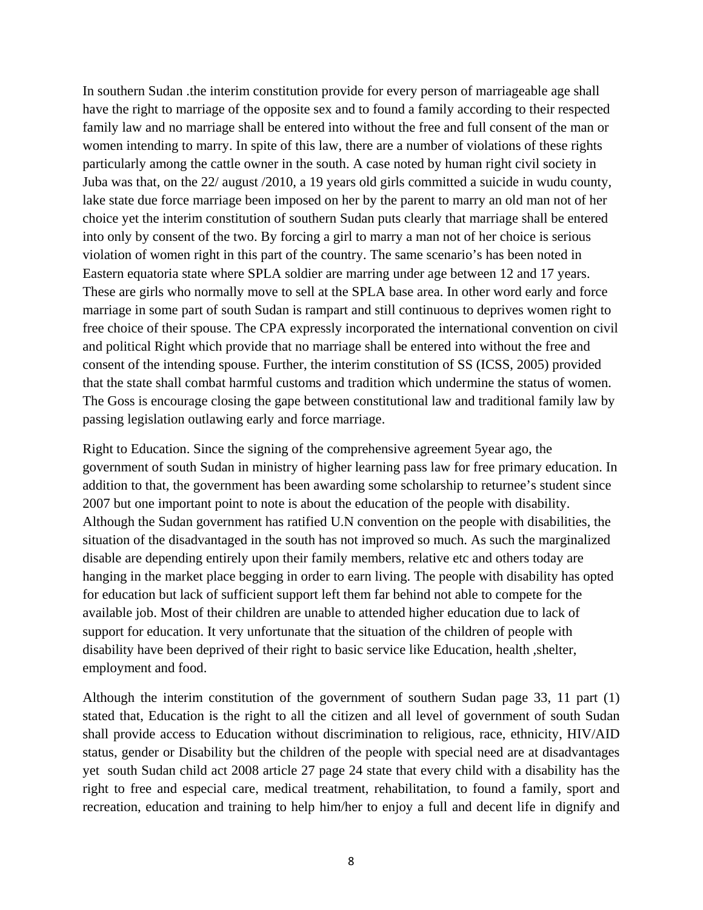In southern Sudan .the interim constitution provide for every person of marriageable age shall have the right to marriage of the opposite sex and to found a family according to their respected family law and no marriage shall be entered into without the free and full consent of the man or women intending to marry. In spite of this law, there are a number of violations of these rights particularly among the cattle owner in the south. A case noted by human right civil society in Juba was that, on the 22/ august /2010, a 19 years old girls committed a suicide in wudu county, lake state due force marriage been imposed on her by the parent to marry an old man not of her choice yet the interim constitution of southern Sudan puts clearly that marriage shall be entered into only by consent of the two. By forcing a girl to marry a man not of her choice is serious violation of women right in this part of the country. The same scenario's has been noted in Eastern equatoria state where SPLA soldier are marring under age between 12 and 17 years. These are girls who normally move to sell at the SPLA base area. In other word early and force marriage in some part of south Sudan is rampart and still continuous to deprives women right to free choice of their spouse. The CPA expressly incorporated the international convention on civil and political Right which provide that no marriage shall be entered into without the free and consent of the intending spouse. Further, the interim constitution of SS (ICSS, 2005) provided that the state shall combat harmful customs and tradition which undermine the status of women. The Goss is encourage closing the gape between constitutional law and traditional family law by passing legislation outlawing early and force marriage.

Right to Education. Since the signing of the comprehensive agreement 5year ago, the government of south Sudan in ministry of higher learning pass law for free primary education. In addition to that, the government has been awarding some scholarship to returnee's student since 2007 but one important point to note is about the education of the people with disability. Although the Sudan government has ratified U.N convention on the people with disabilities, the situation of the disadvantaged in the south has not improved so much. As such the marginalized disable are depending entirely upon their family members, relative etc and others today are hanging in the market place begging in order to earn living. The people with disability has opted for education but lack of sufficient support left them far behind not able to compete for the available job. Most of their children are unable to attended higher education due to lack of support for education. It very unfortunate that the situation of the children of people with disability have been deprived of their right to basic service like Education, health ,shelter, employment and food.

Although the interim constitution of the government of southern Sudan page 33, 11 part (1) stated that, Education is the right to all the citizen and all level of government of south Sudan shall provide access to Education without discrimination to religious, race, ethnicity, HIV/AID status, gender or Disability but the children of the people with special need are at disadvantages yet south Sudan child act 2008 article 27 page 24 state that every child with a disability has the right to free and especial care, medical treatment, rehabilitation, to found a family, sport and recreation, education and training to help him/her to enjoy a full and decent life in dignify and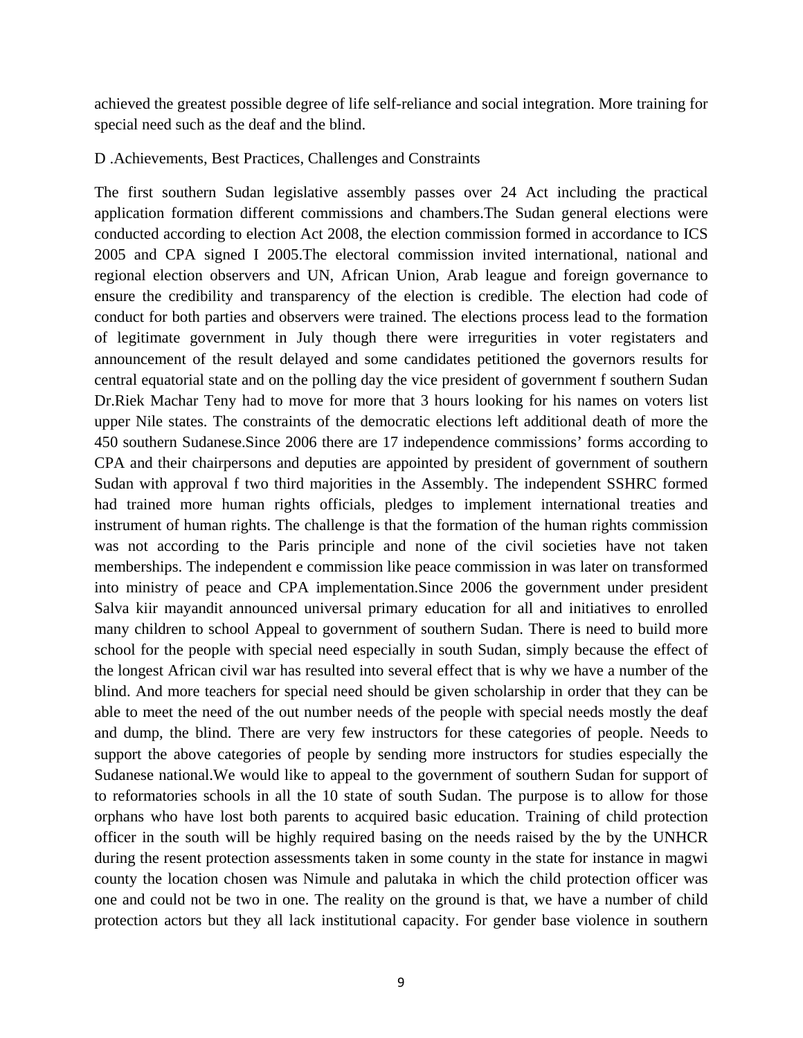achieved the greatest possible degree of life self-reliance and social integration. More training for special need such as the deaf and the blind.

D .Achievements, Best Practices, Challenges and Constraints

The first southern Sudan legislative assembly passes over 24 Act including the practical application formation different commissions and chambers.The Sudan general elections were conducted according to election Act 2008, the election commission formed in accordance to ICS 2005 and CPA signed I 2005.The electoral commission invited international, national and regional election observers and UN, African Union, Arab league and foreign governance to ensure the credibility and transparency of the election is credible. The election had code of conduct for both parties and observers were trained. The elections process lead to the formation of legitimate government in July though there were irregurities in voter registaters and announcement of the result delayed and some candidates petitioned the governors results for central equatorial state and on the polling day the vice president of government f southern Sudan Dr.Riek Machar Teny had to move for more that 3 hours looking for his names on voters list upper Nile states. The constraints of the democratic elections left additional death of more the 450 southern Sudanese.Since 2006 there are 17 independence commissions' forms according to CPA and their chairpersons and deputies are appointed by president of government of southern Sudan with approval f two third majorities in the Assembly. The independent SSHRC formed had trained more human rights officials, pledges to implement international treaties and instrument of human rights. The challenge is that the formation of the human rights commission was not according to the Paris principle and none of the civil societies have not taken memberships. The independent e commission like peace commission in was later on transformed into ministry of peace and CPA implementation.Since 2006 the government under president Salva kiir mayandit announced universal primary education for all and initiatives to enrolled many children to school Appeal to government of southern Sudan. There is need to build more school for the people with special need especially in south Sudan, simply because the effect of the longest African civil war has resulted into several effect that is why we have a number of the blind. And more teachers for special need should be given scholarship in order that they can be able to meet the need of the out number needs of the people with special needs mostly the deaf and dump, the blind. There are very few instructors for these categories of people. Needs to support the above categories of people by sending more instructors for studies especially the Sudanese national.We would like to appeal to the government of southern Sudan for support of to reformatories schools in all the 10 state of south Sudan. The purpose is to allow for those orphans who have lost both parents to acquired basic education. Training of child protection officer in the south will be highly required basing on the needs raised by the by the UNHCR during the resent protection assessments taken in some county in the state for instance in magwi county the location chosen was Nimule and palutaka in which the child protection officer was one and could not be two in one. The reality on the ground is that, we have a number of child protection actors but they all lack institutional capacity. For gender base violence in southern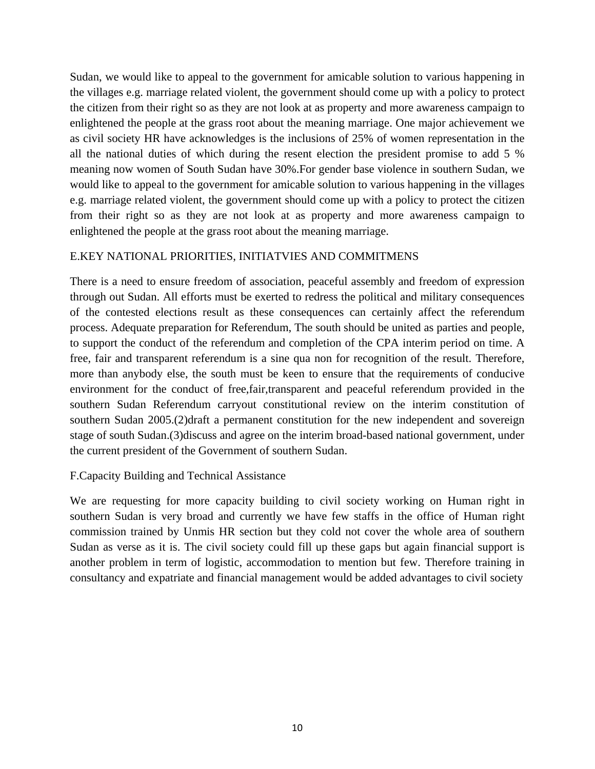Sudan, we would like to appeal to the government for amicable solution to various happening in the villages e.g. marriage related violent, the government should come up with a policy to protect the citizen from their right so as they are not look at as property and more awareness campaign to enlightened the people at the grass root about the meaning marriage. One major achievement we as civil society HR have acknowledges is the inclusions of 25% of women representation in the all the national duties of which during the resent election the president promise to add 5 % meaning now women of South Sudan have 30%.For gender base violence in southern Sudan, we would like to appeal to the government for amicable solution to various happening in the villages e.g. marriage related violent, the government should come up with a policy to protect the citizen from their right so as they are not look at as property and more awareness campaign to enlightened the people at the grass root about the meaning marriage.

## E.KEY NATIONAL PRIORITIES, INITIATVIES AND COMMITMENS

There is a need to ensure freedom of association, peaceful assembly and freedom of expression through out Sudan. All efforts must be exerted to redress the political and military consequences of the contested elections result as these consequences can certainly affect the referendum process. Adequate preparation for Referendum, The south should be united as parties and people, to support the conduct of the referendum and completion of the CPA interim period on time. A free, fair and transparent referendum is a sine qua non for recognition of the result. Therefore, more than anybody else, the south must be keen to ensure that the requirements of conducive environment for the conduct of free,fair,transparent and peaceful referendum provided in the southern Sudan Referendum carryout constitutional review on the interim constitution of southern Sudan 2005.(2)draft a permanent constitution for the new independent and sovereign stage of south Sudan.(3)discuss and agree on the interim broad-based national government, under the current president of the Government of southern Sudan.

## F.Capacity Building and Technical Assistance

We are requesting for more capacity building to civil society working on Human right in southern Sudan is very broad and currently we have few staffs in the office of Human right commission trained by Unmis HR section but they cold not cover the whole area of southern Sudan as verse as it is. The civil society could fill up these gaps but again financial support is another problem in term of logistic, accommodation to mention but few. Therefore training in consultancy and expatriate and financial management would be added advantages to civil society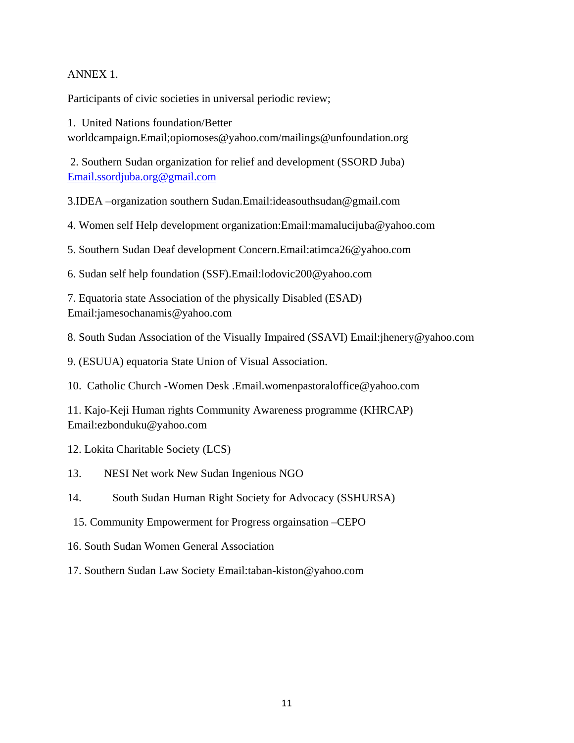ANNEX 1.

Participants of civic societies in universal periodic review;

1. United Nations foundation/Better worldcampaign.Email;opiomoses@yahoo.com/mailings@unfoundation.org

2. Southern Sudan organization for relief and development (SSORD Juba) Email.ssordjuba.org@gmail.com

3. IDEA –organization southern Sudan.Email:ideasouthsudan@gmail.com

4. Women self Help development organization:Email:mamalucijuba@yahoo.com

5. Southern Sudan Deaf development Concern.Email:atimca26@yahoo.com

6. Sudan self help foundation (SSF).Email:lodovic200@yahoo.com

7. Equatoria state Association of the physically Disabled (ESAD) Email:jamesochanamis@yahoo.com

8. South Sudan Association of the Visually Impaired (SSAVI) Email:jhenery@yahoo.com

9. (ESUUA) equatoria State Union of Visual Association.

10. Catholic Church -Women Desk .Email.womenpastoraloffice@yahoo.com

11. Kajo-Keji Human rights Community Awareness programme (KHRCAP) Email:ezbonduku@yahoo.com

12. Lokita Charitable Society (LCS)

13. NESI Net work New Sudan Ingenious NGO

14. South Sudan Human Right Society for Advocacy (SSHURSA)

15. Community Empowerment for Progress orgainsation –CEPO

16. South Sudan Women General Association

17. Southern Sudan Law Society Email:taban-kiston@yahoo.com